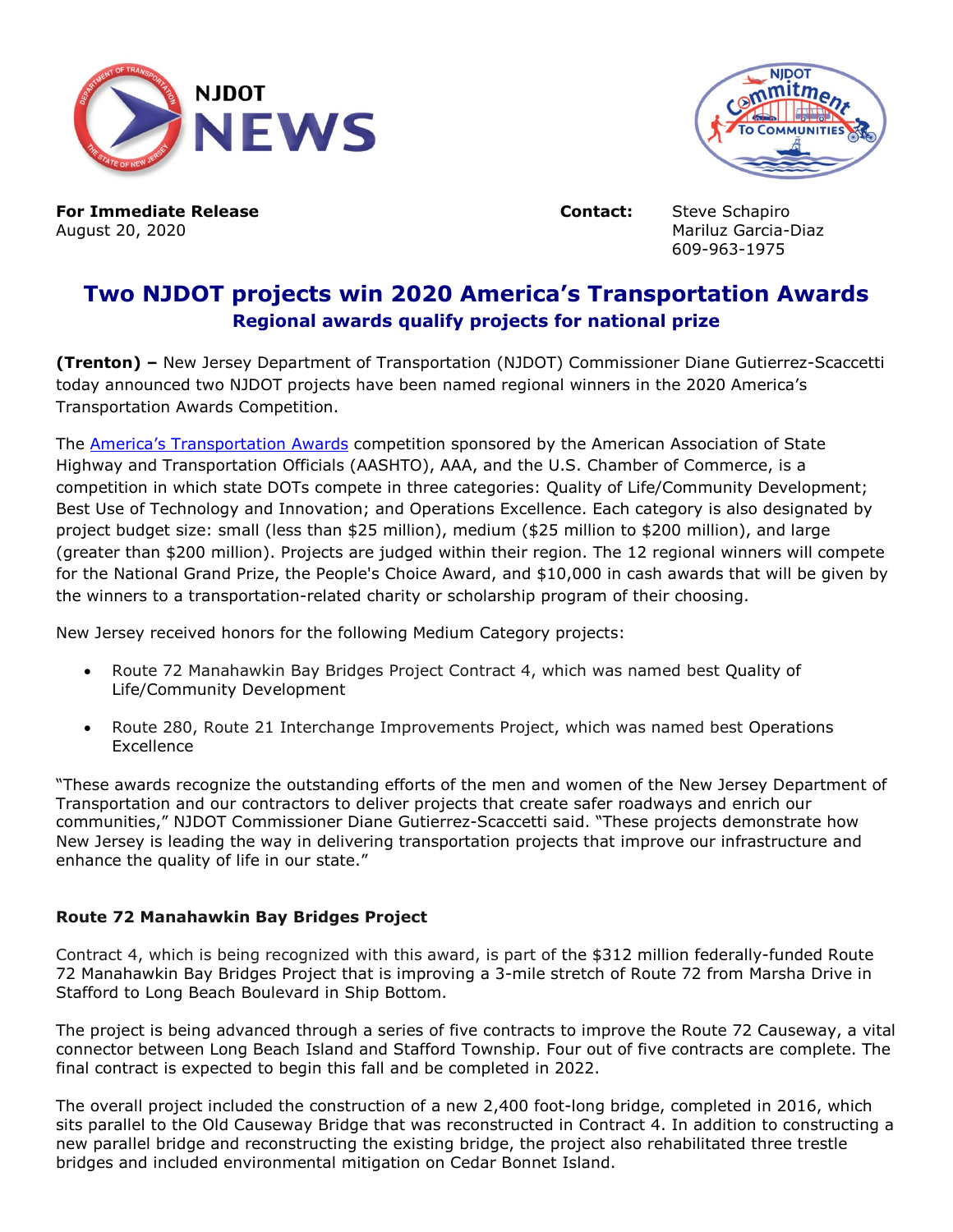**For Immediate Release**
August 20, 2020

**Contact:** Steve Schapiro
Mariluz Garcia-Diaz
609-963-1975

# Two NJDOT projects win 2020 America's Transportation Awards

## Regional awards qualify projects for national prize

**(Trenton) –** New Jersey Department of Transportation (NJDOT) Commissioner Diane Gutierrez-Scaccetti today announced two NJDOT projects have been named regional winners in the 2020 America's Transportation Awards Competition.

The America's Transportation Awards competition sponsored by the American Association of State Highway and Transportation Officials (AASHTO), AAA, and the U.S. Chamber of Commerce, is a competition in which state DOTs compete in three categories: Quality of Life/Community Development; Best Use of Technology and Innovation; and Operations Excellence. Each category is also designated by project budget size: small (less than $25 million), medium ($25 million to $200 million), and large (greater than $200 million). Projects are judged within their region. The 12 regional winners will compete for the National Grand Prize, the People's Choice Award, and $10,000 in cash awards that will be given by the winners to a transportation-related charity or scholarship program of their choosing.

New Jersey received honors for the following Medium Category projects:

- Route 72 Manahawkin Bay Bridges Project Contract 4, which was named best Quality of Life/Community Development
- Route 280, Route 21 Interchange Improvements Project, which was named best Operations Excellence

"These awards recognize the outstanding efforts of the men and women of the New Jersey Department of Transportation and our contractors to deliver projects that create safer roadways and enrich our communities," NJDOT Commissioner Diane Gutierrez-Scaccetti said. "These projects demonstrate how New Jersey is leading the way in delivering transportation projects that improve our infrastructure and enhance the quality of life in our state."

### Route 72 Manahawkin Bay Bridges Project

Contract 4, which is being recognized with this award, is part of the $312 million federally-funded Route 72 Manahawkin Bay Bridges Project that is improving a 3-mile stretch of Route 72 from Marsha Drive in Stafford to Long Beach Boulevard in Ship Bottom.

The project is being advanced through a series of five contracts to improve the Route 72 Causeway, a vital connector between Long Beach Island and Stafford Township. Four out of five contracts are complete. The final contract is expected to begin this fall and be completed in 2022.

The overall project included the construction of a new 2,400 foot-long bridge, completed in 2016, which sits parallel to the Old Causeway Bridge that was reconstructed in Contract 4. In addition to constructing a new parallel bridge and reconstructing the existing bridge, the project also rehabilitated three trestle bridges and included environmental mitigation on Cedar Bonnet Island.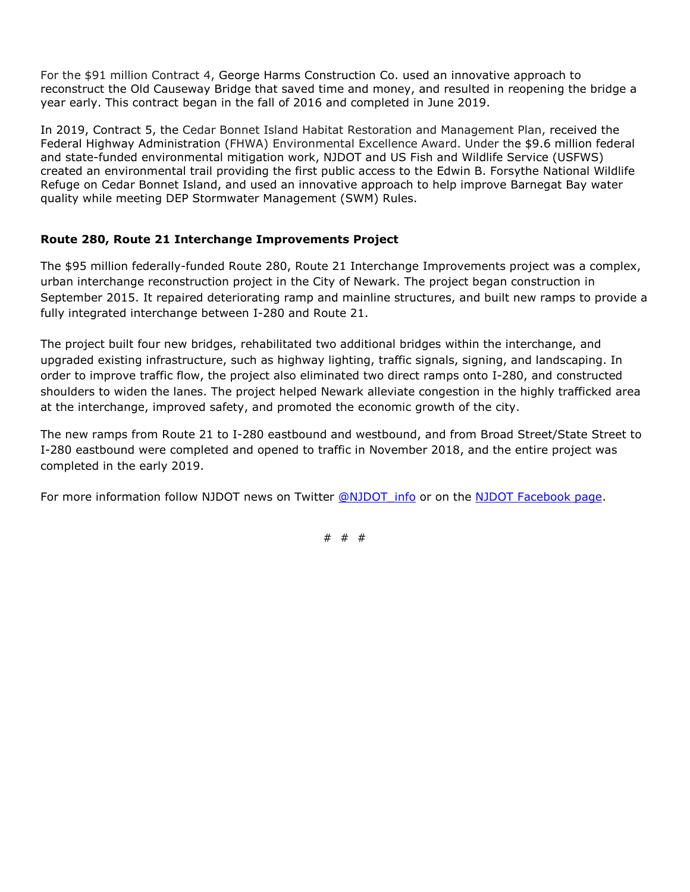For the $91 million Contract 4, George Harms Construction Co. used an innovative approach to reconstruct the Old Causeway Bridge that saved time and money, and resulted in reopening the bridge a year early. This contract began in the fall of 2016 and completed in June 2019.

In 2019, Contract 5, the Cedar Bonnet Island Habitat Restoration and Management Plan, received the Federal Highway Administration (FHWA) Environmental Excellence Award. Under the $9.6 million federal and state-funded environmental mitigation work, NJDOT and US Fish and Wildlife Service (USFWS) created an environmental trail providing the first public access to the Edwin B. Forsythe National Wildlife Refuge on Cedar Bonnet Island, and used an innovative approach to help improve Barnegat Bay water quality while meeting DEP Stormwater Management (SWM) Rules.

**Route 280, Route 21 Interchange Improvements Project**

The $95 million federally-funded Route 280, Route 21 Interchange Improvements project was a complex, urban interchange reconstruction project in the City of Newark. The project began construction in September 2015. It repaired deteriorating ramp and mainline structures, and built new ramps to provide a fully integrated interchange between I-280 and Route 21.

The project built four new bridges, rehabilitated two additional bridges within the interchange, and upgraded existing infrastructure, such as highway lighting, traffic signals, signing, and landscaping. In order to improve traffic flow, the project also eliminated two direct ramps onto I-280, and constructed shoulders to widen the lanes. The project helped Newark alleviate congestion in the highly trafficked area at the interchange, improved safety, and promoted the economic growth of the city.

The new ramps from Route 21 to I-280 eastbound and westbound, and from Broad Street/State Street to I-280 eastbound were completed and opened to traffic in November 2018, and the entire project was completed in the early 2019.

For more information follow NJDOT news on Twitter @NJDOT_info or on the NJDOT Facebook page.

# # #